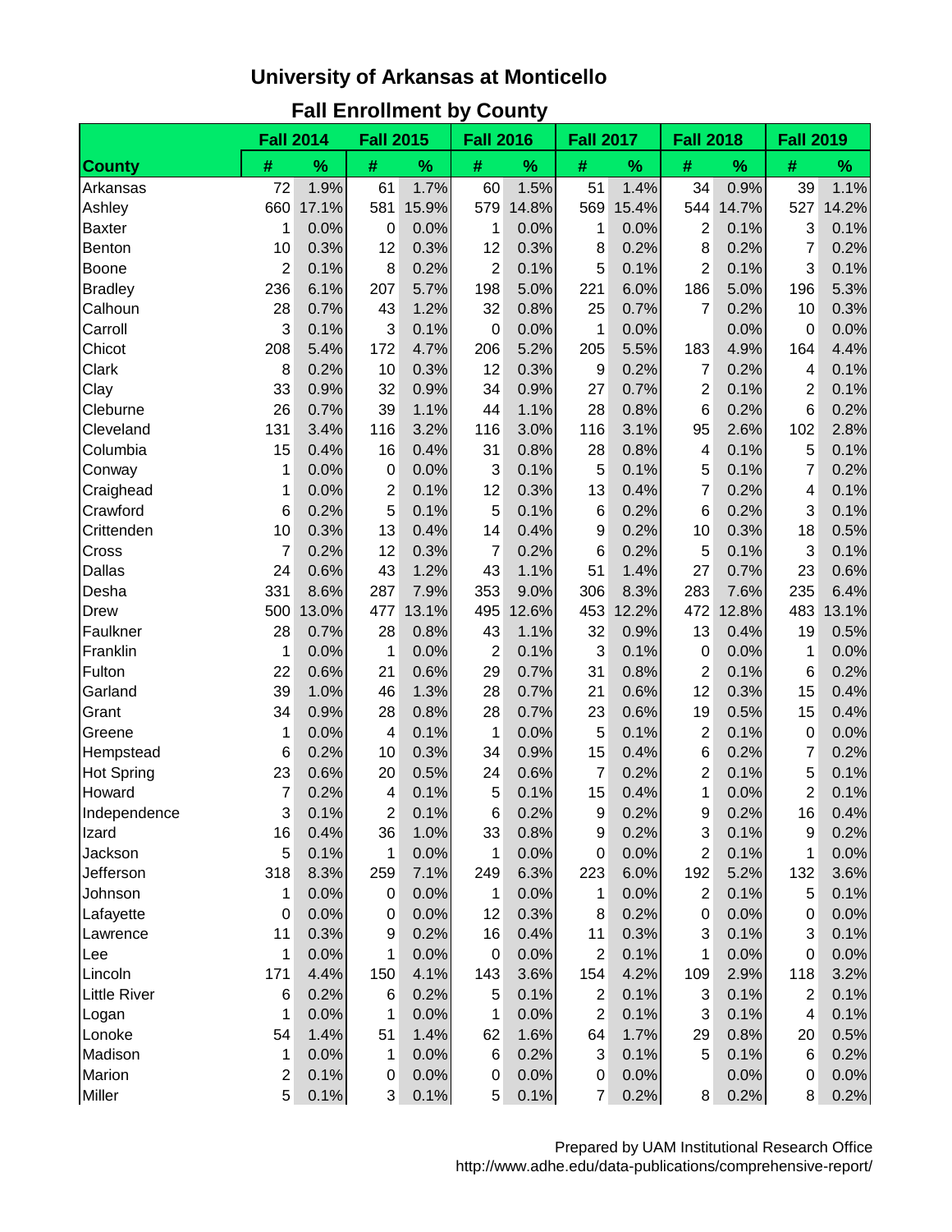# University of Arkansas at Monticello

## Fall Enrollment by County

| County | Fall 2014 | | Fall 2015 | | Fall 2016 | | Fall 2017 | | Fall 2018 | | Fall 2019 | |
|---|---|---|---|---|---|---|---|---|---|---|---|---|
| | # | % | # | % | # | % | # | % | # | % | # | % |
| Arkansas | 72 | 1.9% | 61 | 1.7% | 60 | 1.5% | 51 | 1.4% | 34 | 0.9% | 39 | 1.1% |
| Ashley | 660 | 17.1% | 581 | 15.9% | 579 | 14.8% | 569 | 15.4% | 544 | 14.7% | 527 | 14.2% |
| Baxter | 1 | 0.0% | 0 | 0.0% | 1 | 0.0% | 1 | 0.0% | 2 | 0.1% | 3 | 0.1% |
| Benton | 10 | 0.3% | 12 | 0.3% | 12 | 0.3% | 8 | 0.2% | 8 | 0.2% | 7 | 0.2% |
| Boone | 2 | 0.1% | 8 | 0.2% | 2 | 0.1% | 5 | 0.1% | 2 | 0.1% | 3 | 0.1% |
| Bradley | 236 | 6.1% | 207 | 5.7% | 198 | 5.0% | 221 | 6.0% | 186 | 5.0% | 196 | 5.3% |
| Calhoun | 28 | 0.7% | 43 | 1.2% | 32 | 0.8% | 25 | 0.7% | 7 | 0.2% | 10 | 0.3% |
| Carroll | 3 | 0.1% | 3 | 0.1% | 0 | 0.0% | 1 | 0.0% | | 0.0% | 0 | 0.0% |
| Chicot | 208 | 5.4% | 172 | 4.7% | 206 | 5.2% | 205 | 5.5% | 183 | 4.9% | 164 | 4.4% |
| Clark | 8 | 0.2% | 10 | 0.3% | 12 | 0.3% | 9 | 0.2% | 7 | 0.2% | 4 | 0.1% |
| Clay | 33 | 0.9% | 32 | 0.9% | 34 | 0.9% | 27 | 0.7% | 2 | 0.1% | 2 | 0.1% |
| Cleburne | 26 | 0.7% | 39 | 1.1% | 44 | 1.1% | 28 | 0.8% | 6 | 0.2% | 6 | 0.2% |
| Cleveland | 131 | 3.4% | 116 | 3.2% | 116 | 3.0% | 116 | 3.1% | 95 | 2.6% | 102 | 2.8% |
| Columbia | 15 | 0.4% | 16 | 0.4% | 31 | 0.8% | 28 | 0.8% | 4 | 0.1% | 5 | 0.1% |
| Conway | 1 | 0.0% | 0 | 0.0% | 3 | 0.1% | 5 | 0.1% | 5 | 0.1% | 7 | 0.2% |
| Craighead | 1 | 0.0% | 2 | 0.1% | 12 | 0.3% | 13 | 0.4% | 7 | 0.2% | 4 | 0.1% |
| Crawford | 6 | 0.2% | 5 | 0.1% | 5 | 0.1% | 6 | 0.2% | 6 | 0.2% | 3 | 0.1% |
| Crittenden | 10 | 0.3% | 13 | 0.4% | 14 | 0.4% | 9 | 0.2% | 10 | 0.3% | 18 | 0.5% |
| Cross | 7 | 0.2% | 12 | 0.3% | 7 | 0.2% | 6 | 0.2% | 5 | 0.1% | 3 | 0.1% |
| Dallas | 24 | 0.6% | 43 | 1.2% | 43 | 1.1% | 51 | 1.4% | 27 | 0.7% | 23 | 0.6% |
| Desha | 331 | 8.6% | 287 | 7.9% | 353 | 9.0% | 306 | 8.3% | 283 | 7.6% | 235 | 6.4% |
| Drew | 500 | 13.0% | 477 | 13.1% | 495 | 12.6% | 453 | 12.2% | 472 | 12.8% | 483 | 13.1% |
| Faulkner | 28 | 0.7% | 28 | 0.8% | 43 | 1.1% | 32 | 0.9% | 13 | 0.4% | 19 | 0.5% |
| Franklin | 1 | 0.0% | 1 | 0.0% | 2 | 0.1% | 3 | 0.1% | 0 | 0.0% | 1 | 0.0% |
| Fulton | 22 | 0.6% | 21 | 0.6% | 29 | 0.7% | 31 | 0.8% | 2 | 0.1% | 6 | 0.2% |
| Garland | 39 | 1.0% | 46 | 1.3% | 28 | 0.7% | 21 | 0.6% | 12 | 0.3% | 15 | 0.4% |
| Grant | 34 | 0.9% | 28 | 0.8% | 28 | 0.7% | 23 | 0.6% | 19 | 0.5% | 15 | 0.4% |
| Greene | 1 | 0.0% | 4 | 0.1% | 1 | 0.0% | 5 | 0.1% | 2 | 0.1% | 0 | 0.0% |
| Hempstead | 6 | 0.2% | 10 | 0.3% | 34 | 0.9% | 15 | 0.4% | 6 | 0.2% | 7 | 0.2% |
| Hot Spring | 23 | 0.6% | 20 | 0.5% | 24 | 0.6% | 7 | 0.2% | 2 | 0.1% | 5 | 0.1% |
| Howard | 7 | 0.2% | 4 | 0.1% | 5 | 0.1% | 15 | 0.4% | 1 | 0.0% | 2 | 0.1% |
| Independence | 3 | 0.1% | 2 | 0.1% | 6 | 0.2% | 9 | 0.2% | 9 | 0.2% | 16 | 0.4% |
| Izard | 16 | 0.4% | 36 | 1.0% | 33 | 0.8% | 9 | 0.2% | 3 | 0.1% | 9 | 0.2% |
| Jackson | 5 | 0.1% | 1 | 0.0% | 1 | 0.0% | 0 | 0.0% | 2 | 0.1% | 1 | 0.0% |
| Jefferson | 318 | 8.3% | 259 | 7.1% | 249 | 6.3% | 223 | 6.0% | 192 | 5.2% | 132 | 3.6% |
| Johnson | 1 | 0.0% | 0 | 0.0% | 1 | 0.0% | 1 | 0.0% | 2 | 0.1% | 5 | 0.1% |
| Lafayette | 0 | 0.0% | 0 | 0.0% | 12 | 0.3% | 8 | 0.2% | 0 | 0.0% | 0 | 0.0% |
| Lawrence | 11 | 0.3% | 9 | 0.2% | 16 | 0.4% | 11 | 0.3% | 3 | 0.1% | 3 | 0.1% |
| Lee | 1 | 0.0% | 1 | 0.0% | 0 | 0.0% | 2 | 0.1% | 1 | 0.0% | 0 | 0.0% |
| Lincoln | 171 | 4.4% | 150 | 4.1% | 143 | 3.6% | 154 | 4.2% | 109 | 2.9% | 118 | 3.2% |
| Little River | 6 | 0.2% | 6 | 0.2% | 5 | 0.1% | 2 | 0.1% | 3 | 0.1% | 2 | 0.1% |
| Logan | 1 | 0.0% | 1 | 0.0% | 1 | 0.0% | 2 | 0.1% | 3 | 0.1% | 4 | 0.1% |
| Lonoke | 54 | 1.4% | 51 | 1.4% | 62 | 1.6% | 64 | 1.7% | 29 | 0.8% | 20 | 0.5% |
| Madison | 1 | 0.0% | 1 | 0.0% | 6 | 0.2% | 3 | 0.1% | 5 | 0.1% | 6 | 0.2% |
| Marion | 2 | 0.1% | 0 | 0.0% | 0 | 0.0% | 0 | 0.0% | | 0.0% | 0 | 0.0% |
| Miller | 5 | 0.1% | 3 | 0.1% | 5 | 0.1% | 7 | 0.2% | 8 | 0.2% | 8 | 0.2% |

Prepared by UAM Institutional Research Office
http://www.adhe.edu/data-publications/comprehensive-report/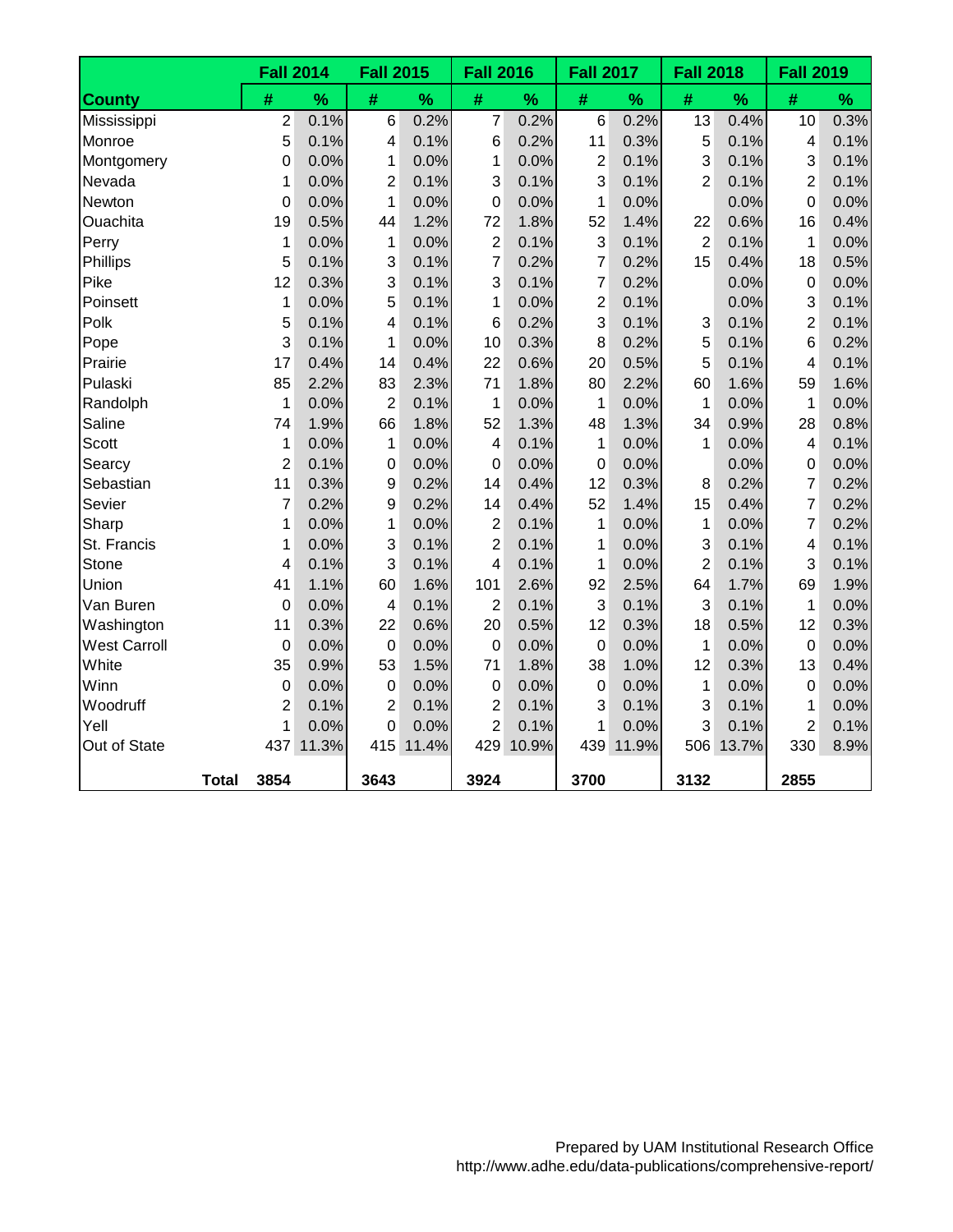| County | Fall 2014 | | Fall 2015 | | Fall 2016 | | Fall 2017 | | Fall 2018 | | Fall 2019 | |
|---|---|---|---|---|---|---|---|---|---|---|---|---|
| | # | % | # | % | # | % | # | % | # | % | # | % |
| Mississippi | 2 | 0.1% | 6 | 0.2% | 7 | 0.2% | 6 | 0.2% | 13 | 0.4% | 10 | 0.3% |
| Monroe | 5 | 0.1% | 4 | 0.1% | 6 | 0.2% | 11 | 0.3% | 5 | 0.1% | 4 | 0.1% |
| Montgomery | 0 | 0.0% | 1 | 0.0% | 1 | 0.0% | 2 | 0.1% | 3 | 0.1% | 3 | 0.1% |
| Nevada | 1 | 0.0% | 2 | 0.1% | 3 | 0.1% | 3 | 0.1% | 2 | 0.1% | 2 | 0.1% |
| Newton | 0 | 0.0% | 1 | 0.0% | 0 | 0.0% | 1 | 0.0% | | 0.0% | 0 | 0.0% |
| Ouachita | 19 | 0.5% | 44 | 1.2% | 72 | 1.8% | 52 | 1.4% | 22 | 0.6% | 16 | 0.4% |
| Perry | 1 | 0.0% | 1 | 0.0% | 2 | 0.1% | 3 | 0.1% | 2 | 0.1% | 1 | 0.0% |
| Phillips | 5 | 0.1% | 3 | 0.1% | 7 | 0.2% | 7 | 0.2% | 15 | 0.4% | 18 | 0.5% |
| Pike | 12 | 0.3% | 3 | 0.1% | 3 | 0.1% | 7 | 0.2% | | 0.0% | 0 | 0.0% |
| Poinsett | 1 | 0.0% | 5 | 0.1% | 1 | 0.0% | 2 | 0.1% | | 0.0% | 3 | 0.1% |
| Polk | 5 | 0.1% | 4 | 0.1% | 6 | 0.2% | 3 | 0.1% | 3 | 0.1% | 2 | 0.1% |
| Pope | 3 | 0.1% | 1 | 0.0% | 10 | 0.3% | 8 | 0.2% | 5 | 0.1% | 6 | 0.2% |
| Prairie | 17 | 0.4% | 14 | 0.4% | 22 | 0.6% | 20 | 0.5% | 5 | 0.1% | 4 | 0.1% |
| Pulaski | 85 | 2.2% | 83 | 2.3% | 71 | 1.8% | 80 | 2.2% | 60 | 1.6% | 59 | 1.6% |
| Randolph | 1 | 0.0% | 2 | 0.1% | 1 | 0.0% | 1 | 0.0% | 1 | 0.0% | 1 | 0.0% |
| Saline | 74 | 1.9% | 66 | 1.8% | 52 | 1.3% | 48 | 1.3% | 34 | 0.9% | 28 | 0.8% |
| Scott | 1 | 0.0% | 1 | 0.0% | 4 | 0.1% | 1 | 0.0% | 1 | 0.0% | 4 | 0.1% |
| Searcy | 2 | 0.1% | 0 | 0.0% | 0 | 0.0% | 0 | 0.0% | | 0.0% | 0 | 0.0% |
| Sebastian | 11 | 0.3% | 9 | 0.2% | 14 | 0.4% | 12 | 0.3% | 8 | 0.2% | 7 | 0.2% |
| Sevier | 7 | 0.2% | 9 | 0.2% | 14 | 0.4% | 52 | 1.4% | 15 | 0.4% | 7 | 0.2% |
| Sharp | 1 | 0.0% | 1 | 0.0% | 2 | 0.1% | 1 | 0.0% | 1 | 0.0% | 7 | 0.2% |
| St. Francis | 1 | 0.0% | 3 | 0.1% | 2 | 0.1% | 1 | 0.0% | 3 | 0.1% | 4 | 0.1% |
| Stone | 4 | 0.1% | 3 | 0.1% | 4 | 0.1% | 1 | 0.0% | 2 | 0.1% | 3 | 0.1% |
| Union | 41 | 1.1% | 60 | 1.6% | 101 | 2.6% | 92 | 2.5% | 64 | 1.7% | 69 | 1.9% |
| Van Buren | 0 | 0.0% | 4 | 0.1% | 2 | 0.1% | 3 | 0.1% | 3 | 0.1% | 1 | 0.0% |
| Washington | 11 | 0.3% | 22 | 0.6% | 20 | 0.5% | 12 | 0.3% | 18 | 0.5% | 12 | 0.3% |
| West Carroll | 0 | 0.0% | 0 | 0.0% | 0 | 0.0% | 0 | 0.0% | 1 | 0.0% | 0 | 0.0% |
| White | 35 | 0.9% | 53 | 1.5% | 71 | 1.8% | 38 | 1.0% | 12 | 0.3% | 13 | 0.4% |
| Winn | 0 | 0.0% | 0 | 0.0% | 0 | 0.0% | 0 | 0.0% | 1 | 0.0% | 0 | 0.0% |
| Woodruff | 2 | 0.1% | 2 | 0.1% | 2 | 0.1% | 3 | 0.1% | 3 | 0.1% | 1 | 0.0% |
| Yell | 1 | 0.0% | 0 | 0.0% | 2 | 0.1% | 1 | 0.0% | 3 | 0.1% | 2 | 0.1% |
| Out of State | 437 | 11.3% | 415 | 11.4% | 429 | 10.9% | 439 | 11.9% | 506 | 13.7% | 330 | 8.9% |
| **Total** | **3854** | | **3643** | | **3924** | | **3700** | | **3132** | | **2855** | |

Prepared by UAM Institutional Research Office
http://www.adhe.edu/data-publications/comprehensive-report/